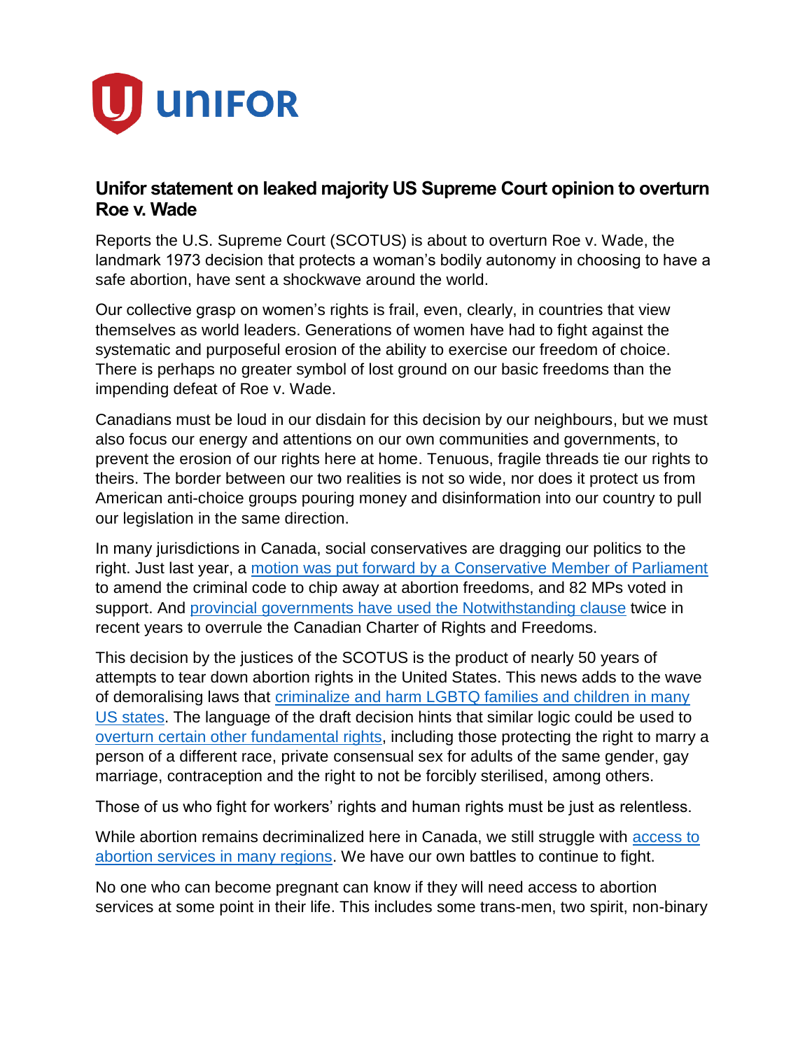UNIFOR

## Unifor statement on leaked majority US Supreme Court opinion to overturn Roe v. Wade

Reports the U.S. Supreme Court (SCOTUS) is about to overturn Roe v. Wade, the landmark 1973 decision that protects a woman's bodily autonomy in choosing to have a safe abortion, have sent a shockwave around the world.

Our collective grasp on women's rights is frail, even, clearly, in countries that view themselves as world leaders. Generations of women have had to fight against the systematic and purposeful erosion of the ability to exercise our freedom of choice. There is perhaps no greater symbol of lost ground on our basic freedoms than the impending defeat of Roe v. Wade.

Canadians must be loud in our disdain for this decision by our neighbours, but we must also focus our energy and attentions on our own communities and governments, to prevent the erosion of our rights here at home. Tenuous, fragile threads tie our rights to theirs. The border between our two realities is not so wide, nor does it protect us from American anti-choice groups pouring money and disinformation into our country to pull our legislation in the same direction.

In many jurisdictions in Canada, social conservatives are dragging our politics to the right. Just last year, a motion was put forward by a Conservative Member of Parliament to amend the criminal code to chip away at abortion freedoms, and 82 MPs voted in support. And provincial governments have used the Notwithstanding clause twice in recent years to overrule the Canadian Charter of Rights and Freedoms.

This decision by the justices of the SCOTUS is the product of nearly 50 years of attempts to tear down abortion rights in the United States. This news adds to the wave of demoralising laws that criminalize and harm LGBTQ families and children in many US states. The language of the draft decision hints that similar logic could be used to overturn certain other fundamental rights, including those protecting the right to marry a person of a different race, private consensual sex for adults of the same gender, gay marriage, contraception and the right to not be forcibly sterilised, among others.

Those of us who fight for workers' rights and human rights must be just as relentless.

While abortion remains decriminalized here in Canada, we still struggle with access to abortion services in many regions. We have our own battles to continue to fight.

No one who can become pregnant can know if they will need access to abortion services at some point in their life. This includes some trans-men, two spirit, non-binary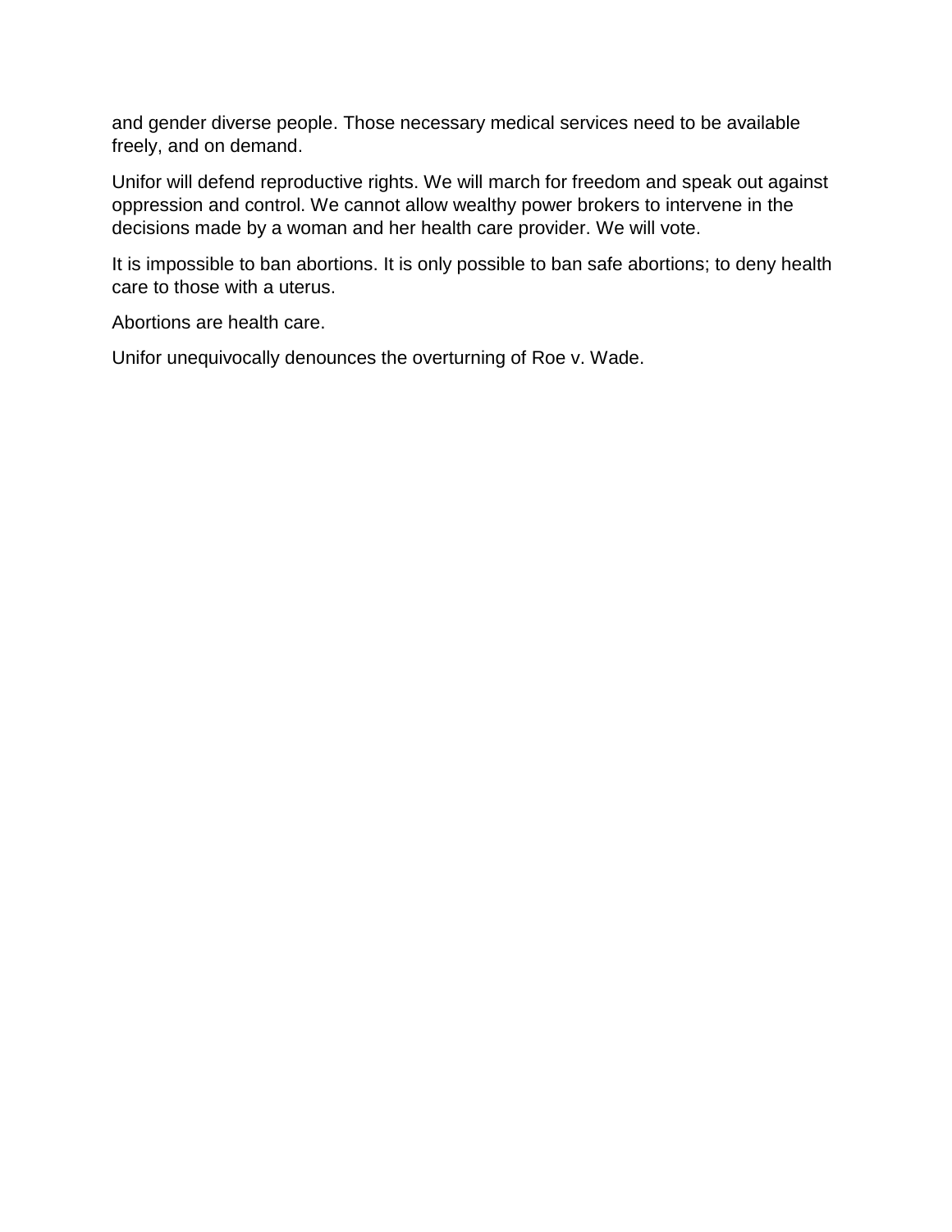and gender diverse people. Those necessary medical services need to be available freely, and on demand.

Unifor will defend reproductive rights. We will march for freedom and speak out against oppression and control. We cannot allow wealthy power brokers to intervene in the decisions made by a woman and her health care provider. We will vote.

It is impossible to ban abortions. It is only possible to ban safe abortions; to deny health care to those with a uterus.

Abortions are health care.

Unifor unequivocally denounces the overturning of Roe v. Wade.